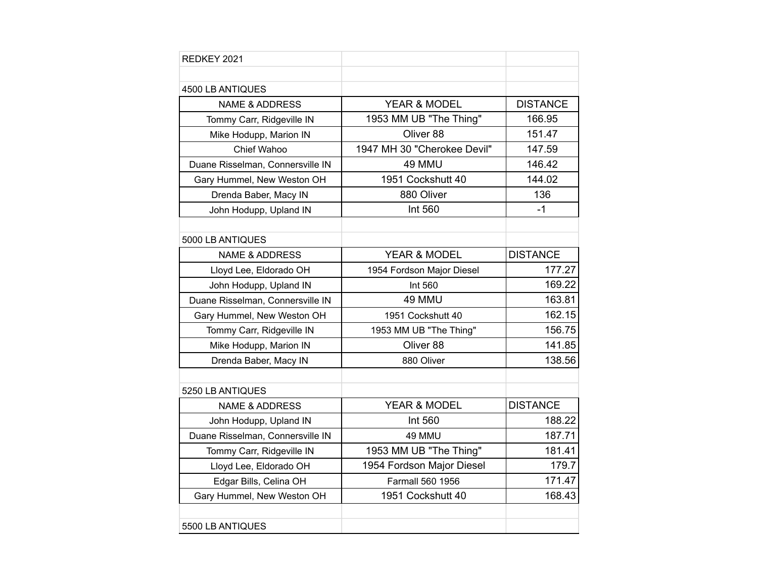# REDKEY 2021

## 4500 LB ANTIQUES

| NAME & ADDRESS | YEAR & MODEL | DISTANCE |
|---|---|---|
| Tommy Carr, Ridgeville IN | 1953 MM UB "The Thing" | 166.95 |
| Mike Hodupp, Marion IN | Oliver 88 | 151.47 |
| Chief Wahoo | 1947 MH 30 "Cherokee Devil" | 147.59 |
| Duane Risselman, Connersville IN | 49 MMU | 146.42 |
| Gary Hummel, New Weston OH | 1951 Cockshutt 40 | 144.02 |
| Drenda Baber, Macy IN | 880 Oliver | 136 |
| John Hodupp, Upland IN | Int 560 | -1 |

## 5000 LB ANTIQUES

| NAME & ADDRESS | YEAR & MODEL | DISTANCE |
|---|---|---|
| Lloyd Lee, Eldorado OH | 1954 Fordson Major Diesel | 177.27 |
| John Hodupp, Upland IN | Int 560 | 169.22 |
| Duane Risselman, Connersville IN | 49 MMU | 163.81 |
| Gary Hummel, New Weston OH | 1951 Cockshutt 40 | 162.15 |
| Tommy Carr, Ridgeville IN | 1953 MM UB "The Thing" | 156.75 |
| Mike Hodupp, Marion IN | Oliver 88 | 141.85 |
| Drenda Baber, Macy IN | 880 Oliver | 138.56 |

## 5250 LB ANTIQUES

| NAME & ADDRESS | YEAR & MODEL | DISTANCE |
|---|---|---|
| John Hodupp, Upland IN | Int 560 | 188.22 |
| Duane Risselman, Connersville IN | 49 MMU | 187.71 |
| Tommy Carr, Ridgeville IN | 1953 MM UB "The Thing" | 181.41 |
| Lloyd Lee, Eldorado OH | 1954 Fordson Major Diesel | 179.7 |
| Edgar Bills, Celina OH | Farmall 560 1956 | 171.47 |
| Gary Hummel, New Weston OH | 1951 Cockshutt 40 | 168.43 |

## 5500 LB ANTIQUES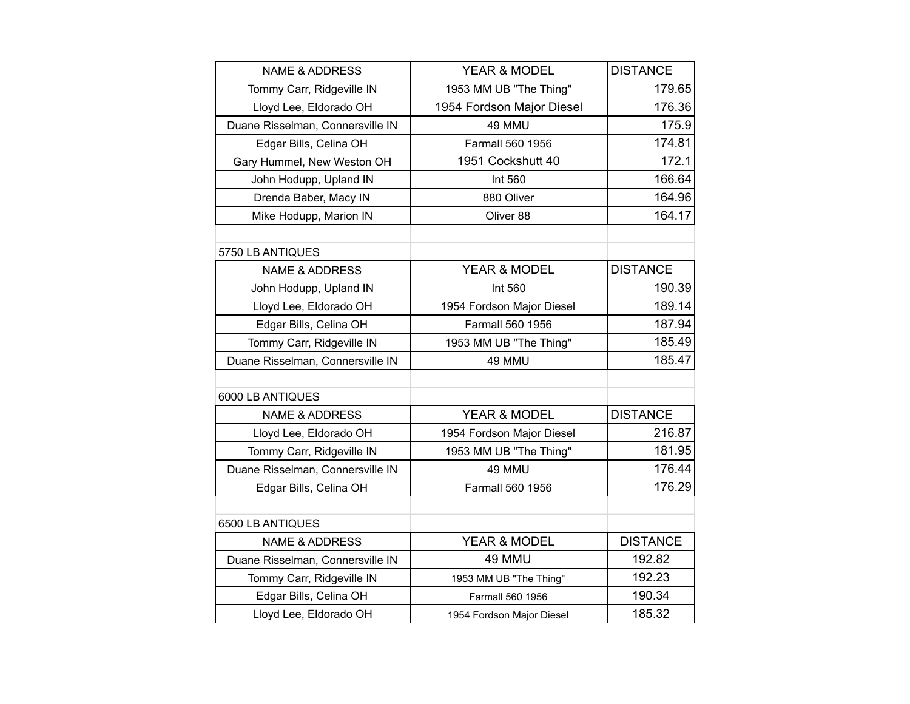| NAME & ADDRESS | YEAR & MODEL | DISTANCE |
|---|---|---|
| Tommy Carr, Ridgeville IN | 1953 MM UB "The Thing" | 179.65 |
| Lloyd Lee, Eldorado OH | 1954 Fordson Major Diesel | 176.36 |
| Duane Risselman, Connersville IN | 49 MMU | 175.9 |
| Edgar Bills, Celina OH | Farmall 560 1956 | 174.81 |
| Gary Hummel, New Weston OH | 1951 Cockshutt 40 | 172.1 |
| John Hodupp, Upland IN | Int 560 | 166.64 |
| Drenda Baber, Macy IN | 880 Oliver | 164.96 |
| Mike Hodupp, Marion IN | Oliver 88 | 164.17 |

5750 LB ANTIQUES

| NAME & ADDRESS | YEAR & MODEL | DISTANCE |
|---|---|---|
| John Hodupp, Upland IN | Int 560 | 190.39 |
| Lloyd Lee, Eldorado OH | 1954 Fordson Major Diesel | 189.14 |
| Edgar Bills, Celina OH | Farmall 560 1956 | 187.94 |
| Tommy Carr, Ridgeville IN | 1953 MM UB "The Thing" | 185.49 |
| Duane Risselman, Connersville IN | 49 MMU | 185.47 |

6000 LB ANTIQUES

| NAME & ADDRESS | YEAR & MODEL | DISTANCE |
|---|---|---|
| Lloyd Lee, Eldorado OH | 1954 Fordson Major Diesel | 216.87 |
| Tommy Carr, Ridgeville IN | 1953 MM UB "The Thing" | 181.95 |
| Duane Risselman, Connersville IN | 49 MMU | 176.44 |
| Edgar Bills, Celina OH | Farmall 560 1956 | 176.29 |

6500 LB ANTIQUES

| NAME & ADDRESS | YEAR & MODEL | DISTANCE |
|---|---|---|
| Duane Risselman, Connersville IN | 49 MMU | 192.82 |
| Tommy Carr, Ridgeville IN | 1953 MM UB "The Thing" | 192.23 |
| Edgar Bills, Celina OH | Farmall 560 1956 | 190.34 |
| Lloyd Lee, Eldorado OH | 1954 Fordson Major Diesel | 185.32 |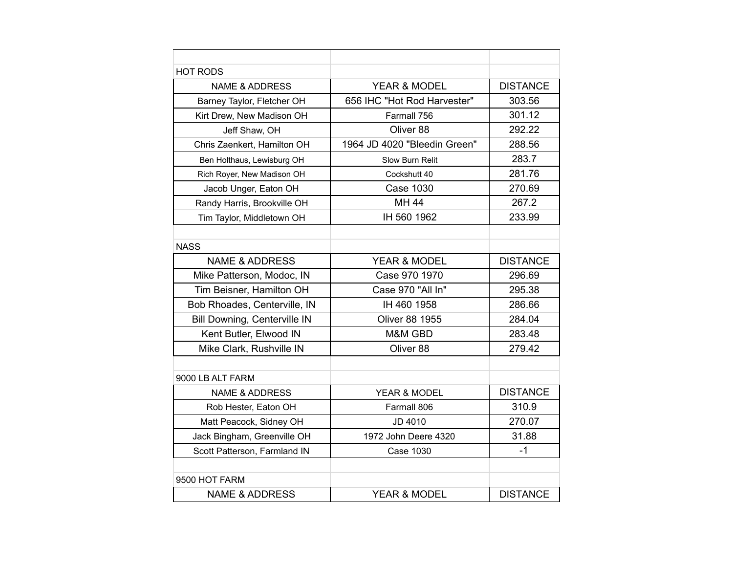### HOT RODS

| NAME & ADDRESS | YEAR & MODEL | DISTANCE |
|---|---|---|
| Barney Taylor, Fletcher OH | 656 IHC "Hot Rod Harvester" | 303.56 |
| Kirt Drew, New Madison OH | Farmall 756 | 301.12 |
| Jeff Shaw, OH | Oliver 88 | 292.22 |
| Chris Zaenkert, Hamilton OH | 1964 JD 4020 "Bleedin Green" | 288.56 |
| Ben Holthaus, Lewisburg OH | Slow Burn Relit | 283.7 |
| Rich Royer, New Madison OH | Cockshutt 40 | 281.76 |
| Jacob Unger, Eaton OH | Case 1030 | 270.69 |
| Randy Harris, Brookville OH | MH 44 | 267.2 |
| Tim Taylor, Middletown OH | IH 560 1962 | 233.99 |

### NASS

| NAME & ADDRESS | YEAR & MODEL | DISTANCE |
|---|---|---|
| Mike Patterson, Modoc, IN | Case 970 1970 | 296.69 |
| Tim Beisner, Hamilton OH | Case 970 "All In" | 295.38 |
| Bob Rhoades, Centerville, IN | IH 460 1958 | 286.66 |
| Bill Downing, Centerville IN | Oliver 88 1955 | 284.04 |
| Kent Butler, Elwood IN | M&M GBD | 283.48 |
| Mike Clark, Rushville IN | Oliver 88 | 279.42 |

### 9000 LB ALT FARM

| NAME & ADDRESS | YEAR & MODEL | DISTANCE |
|---|---|---|
| Rob Hester, Eaton OH | Farmall 806 | 310.9 |
| Matt Peacock, Sidney OH | JD 4010 | 270.07 |
| Jack Bingham, Greenville OH | 1972 John Deere 4320 | 31.88 |
| Scott Patterson, Farmland IN | Case 1030 | -1 |

### 9500 HOT FARM

| NAME & ADDRESS | YEAR & MODEL | DISTANCE |
|---|---|---|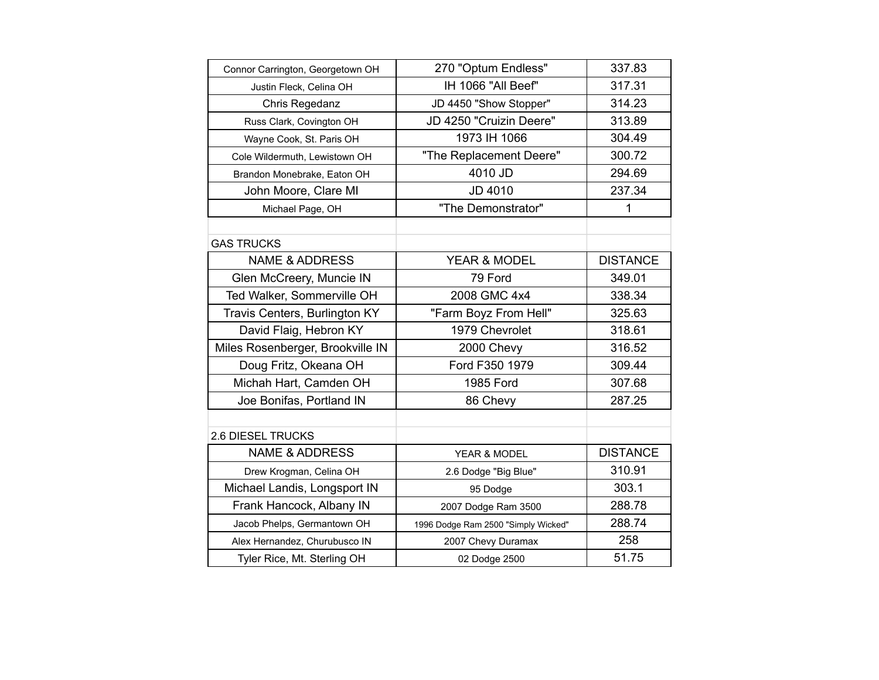| | | |
|---|---|---|
| Connor Carrington, Georgetown OH | 270 "Optum Endless" | 337.83 |
| Justin Fleck, Celina OH | IH 1066 "All Beef" | 317.31 |
| Chris Regedanz | JD 4450 "Show Stopper" | 314.23 |
| Russ Clark, Covington OH | JD 4250 "Cruizin Deere" | 313.89 |
| Wayne Cook, St. Paris OH | 1973 IH 1066 | 304.49 |
| Cole Wildermuth, Lewistown OH | "The Replacement Deere" | 300.72 |
| Brandon Monebrake, Eaton OH | 4010 JD | 294.69 |
| John Moore, Clare MI | JD 4010 | 237.34 |
| Michael Page, OH | "The Demonstrator" | 1 |

GAS TRUCKS

| NAME & ADDRESS | YEAR & MODEL | DISTANCE |
|---|---|---|
| Glen McCreery, Muncie IN | 79 Ford | 349.01 |
| Ted Walker, Sommerville OH | 2008 GMC 4x4 | 338.34 |
| Travis Centers, Burlington KY | "Farm Boyz From Hell" | 325.63 |
| David Flaig, Hebron KY | 1979 Chevrolet | 318.61 |
| Miles Rosenberger, Brookville IN | 2000 Chevy | 316.52 |
| Doug Fritz, Okeana OH | Ford F350 1979 | 309.44 |
| Michah Hart, Camden OH | 1985 Ford | 307.68 |
| Joe Bonifas, Portland IN | 86 Chevy | 287.25 |

2.6 DIESEL TRUCKS

| NAME & ADDRESS | YEAR & MODEL | DISTANCE |
|---|---|---|
| Drew Krogman, Celina OH | 2.6 Dodge "Big Blue" | 310.91 |
| Michael Landis, Longsport IN | 95 Dodge | 303.1 |
| Frank Hancock, Albany IN | 2007 Dodge Ram 3500 | 288.78 |
| Jacob Phelps, Germantown OH | 1996 Dodge Ram 2500 "Simply Wicked" | 288.74 |
| Alex Hernandez, Churubusco IN | 2007 Chevy Duramax | 258 |
| Tyler Rice, Mt. Sterling OH | 02 Dodge 2500 | 51.75 |